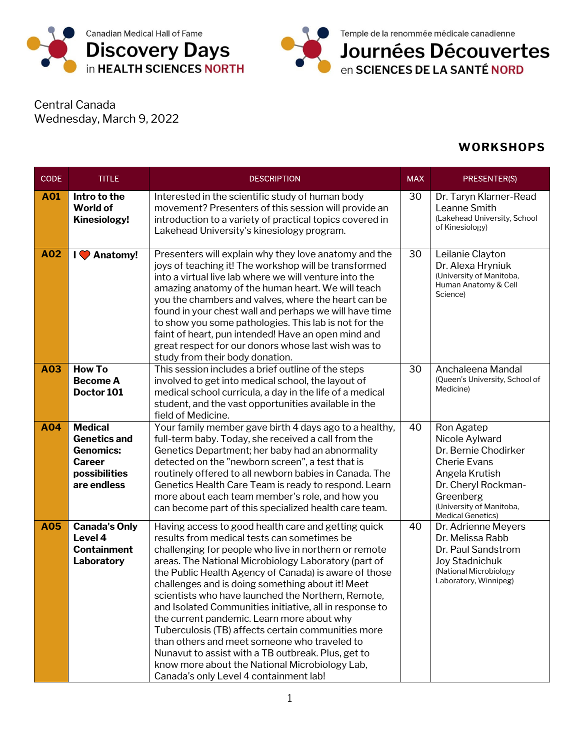Canadian Medical Hall of Fame
# Discovery Days
in HEALTH SCIENCES NORTH

Temple de la renommée médicale canadienne
# Journées Découvertes
en SCIENCES DE LA SANTÉ NORD

Central Canada
Wednesday, March 9, 2022

## WORKSHOPS

| CODE | TITLE | DESCRIPTION | MAX | PRESENTER(S) |
|---|---|---|---|---|
| **A01** | **Intro to the World of Kinesiology!** | Interested in the scientific study of human body movement? Presenters of this session will provide an introduction to a variety of practical topics covered in Lakehead University's kinesiology program. | 30 | Dr. Taryn Klarner-Read<br>Leanne Smith<br>(Lakehead University, School of Kinesiology) |
| **A02** | **I ❤️ Anatomy!** | Presenters will explain why they love anatomy and the joys of teaching it! The workshop will be transformed into a virtual live lab where we will venture into the amazing anatomy of the human heart. We will teach you the chambers and valves, where the heart can be found in your chest wall and perhaps we will have time to show you some pathologies. This lab is not for the faint of heart, pun intended! Have an open mind and great respect for our donors whose last wish was to study from their body donation. | 30 | Leilanie Clayton<br>Dr. Alexa Hryniuk<br>(University of Manitoba, Human Anatomy & Cell Science) |
| **A03** | **How To Become A Doctor 101** | This session includes a brief outline of the steps involved to get into medical school, the layout of medical school curricula, a day in the life of a medical student, and the vast opportunities available in the field of Medicine. | 30 | Anchaleena Mandal<br>(Queen's University, School of Medicine) |
| **A04** | **Medical Genetics and Genomics: Career possibilities are endless** | Your family member gave birth 4 days ago to a healthy, full-term baby. Today, she received a call from the Genetics Department; her baby had an abnormality detected on the "newborn screen", a test that is routinely offered to all newborn babies in Canada. The Genetics Health Care Team is ready to respond. Learn more about each team member's role, and how you can become part of this specialized health care team. | 40 | Ron Agatep<br>Nicole Aylward<br>Dr. Bernie Chodirker<br>Cherie Evans<br>Angela Krutish<br>Dr. Cheryl Rockman-Greenberg<br>(University of Manitoba, Medical Genetics) |
| **A05** | **Canada's Only Level 4 Containment Laboratory** | Having access to good health care and getting quick results from medical tests can sometimes be challenging for people who live in northern or remote areas. The National Microbiology Laboratory (part of the Public Health Agency of Canada) is aware of those challenges and is doing something about it! Meet scientists who have launched the Northern, Remote, and Isolated Communities initiative, all in response to the current pandemic. Learn more about why Tuberculosis (TB) affects certain communities more than others and meet someone who traveled to Nunavut to assist with a TB outbreak. Plus, get to know more about the National Microbiology Lab, Canada's only Level 4 containment lab! | 40 | Dr. Adrienne Meyers<br>Dr. Melissa Rabb<br>Dr. Paul Sandstrom<br>Joy Stadnichuk<br>(National Microbiology Laboratory, Winnipeg) |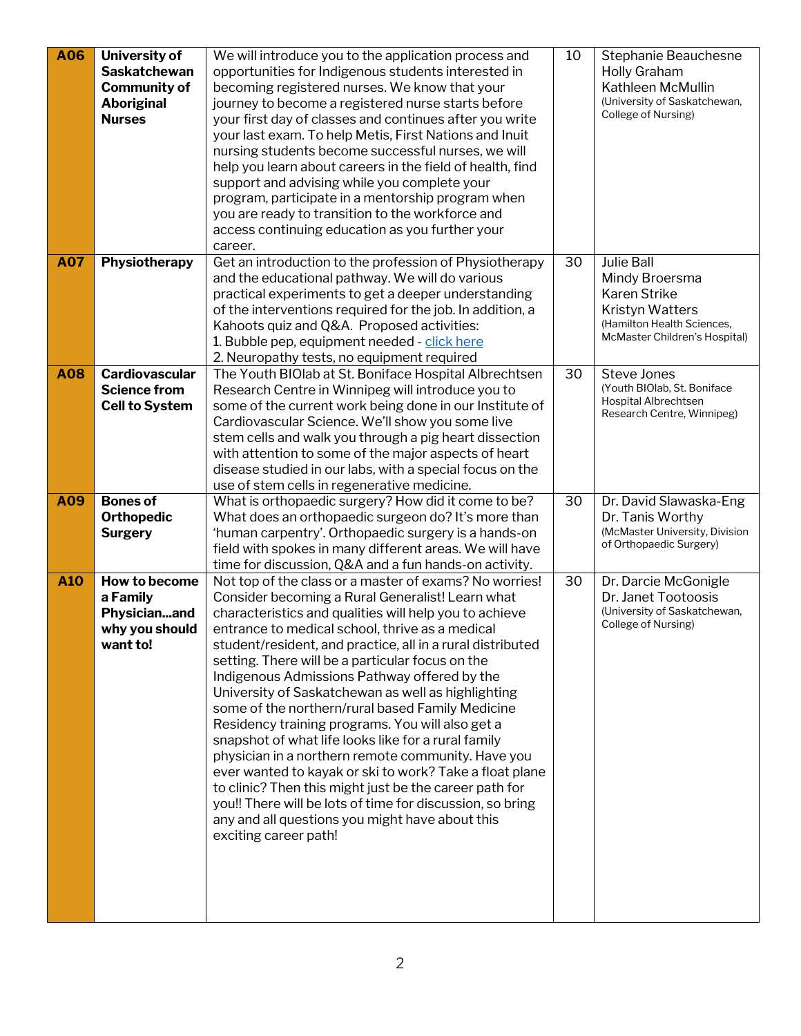| A06 | University of Saskatchewan Community of Aboriginal Nurses | We will introduce you to the application process and opportunities for Indigenous students interested in becoming registered nurses. We know that your journey to become a registered nurse starts before your first day of classes and continues after you write your last exam. To help Metis, First Nations and Inuit nursing students become successful nurses, we will help you learn about careers in the field of health, find support and advising while you complete your program, participate in a mentorship program when you are ready to transition to the workforce and access continuing education as you further your career. | 10 | Stephanie Beauchesne<br>Holly Graham<br>Kathleen McMullin<br>(University of Saskatchewan, College of Nursing) |
|---|---|---|---|---|
| A07 | Physiotherapy | Get an introduction to the profession of Physiotherapy and the educational pathway. We will do various practical experiments to get a deeper understanding of the interventions required for the job. In addition, a Kahoots quiz and Q&A. Proposed activities:<br>1. Bubble pep, equipment needed - click here<br>2. Neuropathy tests, no equipment required | 30 | Julie Ball<br>Mindy Broersma<br>Karen Strike<br>Kristyn Watters<br>(Hamilton Health Sciences, McMaster Children's Hospital) |
| A08 | Cardiovascular Science from Cell to System | The Youth BIOlab at St. Boniface Hospital Albrechtsen Research Centre in Winnipeg will introduce you to some of the current work being done in our Institute of Cardiovascular Science. We'll show you some live stem cells and walk you through a pig heart dissection with attention to some of the major aspects of heart disease studied in our labs, with a special focus on the use of stem cells in regenerative medicine. | 30 | Steve Jones<br>(Youth BIOlab, St. Boniface Hospital Albrechtsen Research Centre, Winnipeg) |
| A09 | Bones of Orthopedic Surgery | What is orthopaedic surgery? How did it come to be? What does an orthopaedic surgeon do? It's more than 'human carpentry'. Orthopaedic surgery is a hands-on field with spokes in many different areas. We will have time for discussion, Q&A and a fun hands-on activity. | 30 | Dr. David Slawaska-Eng<br>Dr. Tanis Worthy<br>(McMaster University, Division of Orthopaedic Surgery) |
| A10 | How to become a Family Physician...and why you should want to! | Not top of the class or a master of exams? No worries! Consider becoming a Rural Generalist! Learn what characteristics and qualities will help you to achieve entrance to medical school, thrive as a medical student/resident, and practice, all in a rural distributed setting. There will be a particular focus on the Indigenous Admissions Pathway offered by the University of Saskatchewan as well as highlighting some of the northern/rural based Family Medicine Residency training programs. You will also get a snapshot of what life looks like for a rural family physician in a northern remote community. Have you ever wanted to kayak or ski to work? Take a float plane to clinic? Then this might just be the career path for you!! There will be lots of time for discussion, so bring any and all questions you might have about this exciting career path! | 30 | Dr. Darcie McGonigle<br>Dr. Janet Tootoosis<br>(University of Saskatchewan, College of Nursing) |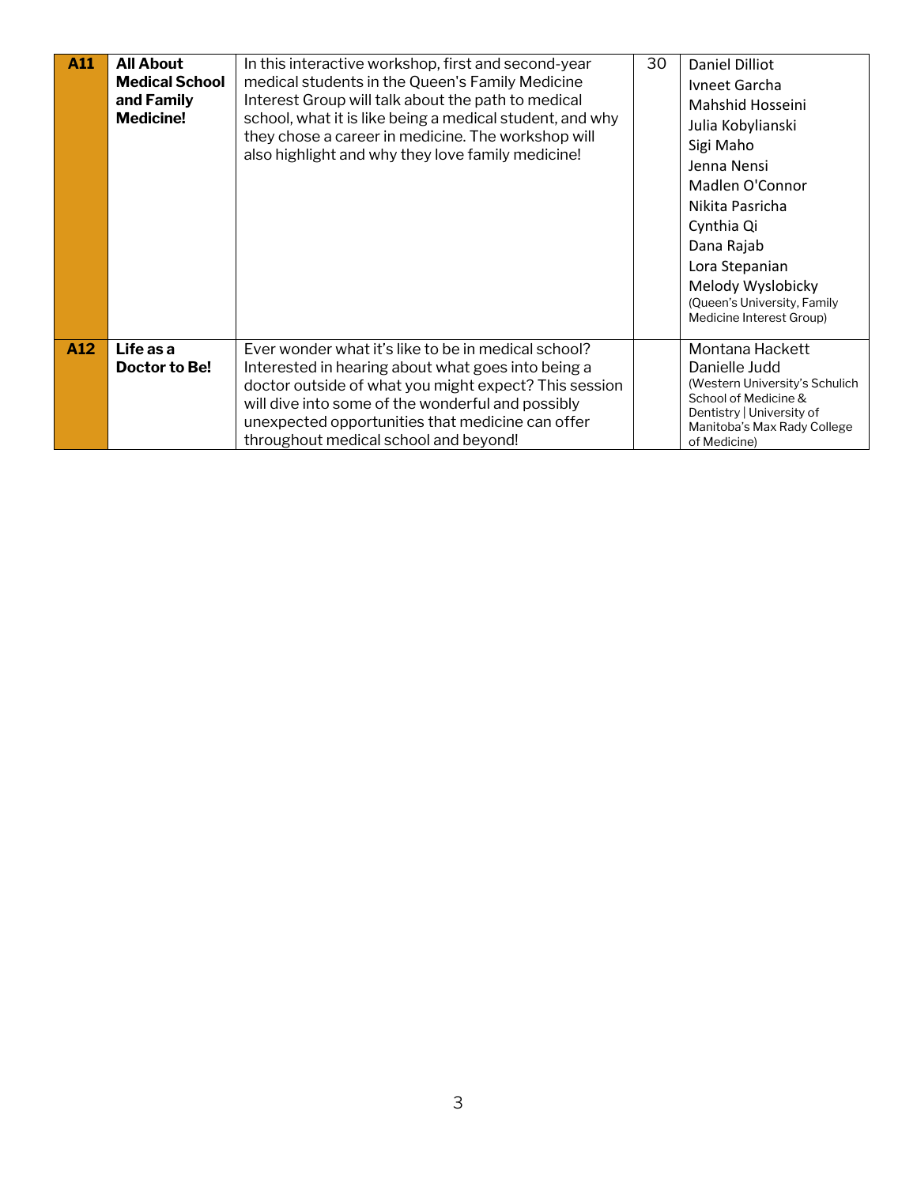| | | | | |
|---|---|---|---|---|
| **A11** | **All About Medical School and Family Medicine!** | In this interactive workshop, first and second-year medical students in the Queen's Family Medicine Interest Group will talk about the path to medical school, what it is like being a medical student, and why they chose a career in medicine. The workshop will also highlight and why they love family medicine! | 30 | Daniel Dilliot<br>Ivneet Garcha<br>Mahshid Hosseini<br>Julia Kobylianski<br>Sigi Maho<br>Jenna Nensi<br>Madlen O'Connor<br>Nikita Pasricha<br>Cynthia Qi<br>Dana Rajab<br>Lora Stepanian<br>Melody Wyslobicky<br>(Queen's University, Family Medicine Interest Group) |
| **A12** | **Life as a Doctor to Be!** | Ever wonder what it's like to be in medical school? Interested in hearing about what goes into being a doctor outside of what you might expect? This session will dive into some of the wonderful and possibly unexpected opportunities that medicine can offer throughout medical school and beyond! | | Montana Hackett<br>Danielle Judd<br>(Western University's Schulich School of Medicine & Dentistry \| University of Manitoba's Max Rady College of Medicine) |